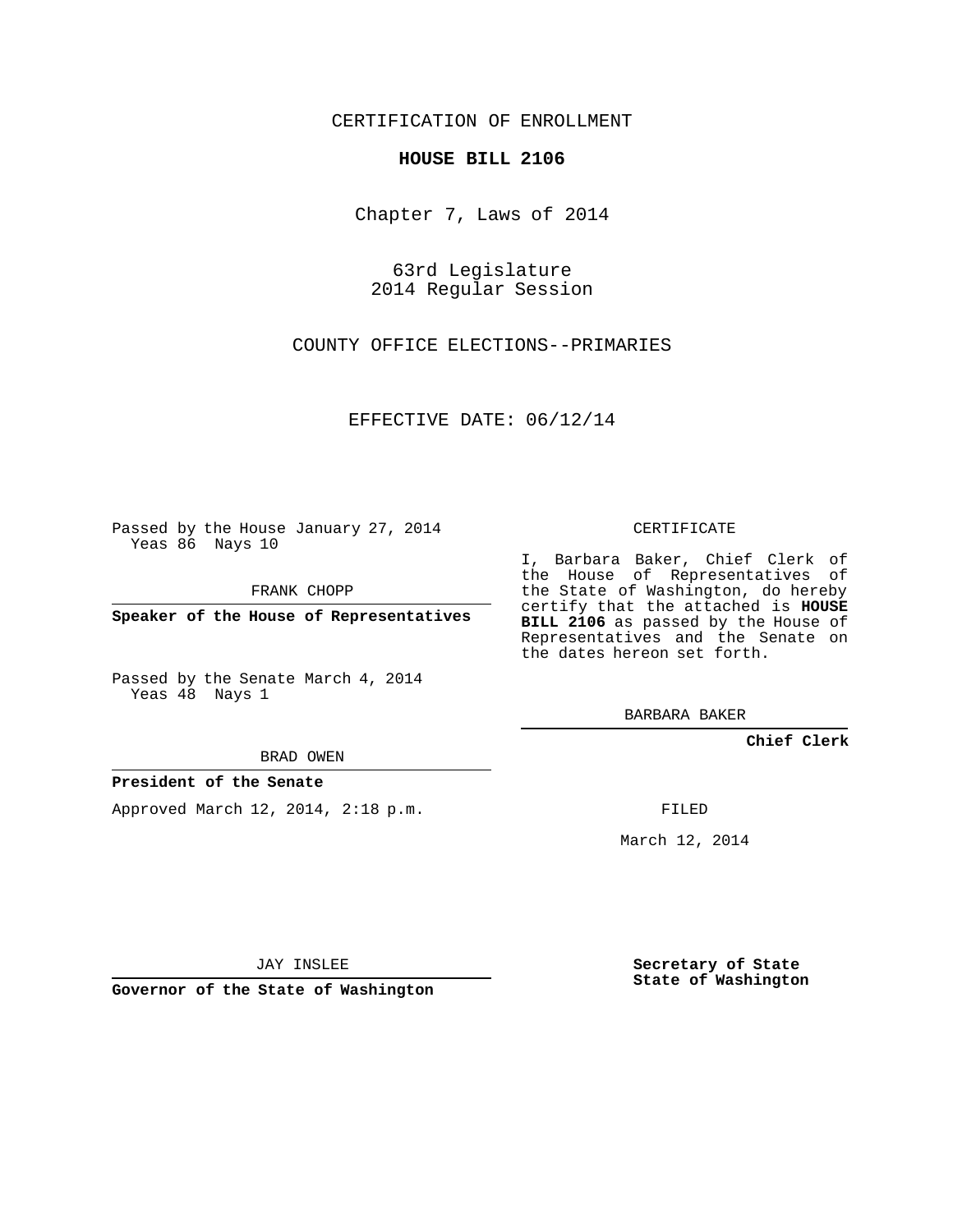CERTIFICATION OF ENROLLMENT

**HOUSE BILL 2106**

Chapter 7, Laws of 2014

63rd Legislature
2014 Regular Session

COUNTY OFFICE ELECTIONS--PRIMARIES

EFFECTIVE DATE: 06/12/14

Passed by the House January 27, 2014
Yeas 86 Nays 10

FRANK CHOPP

**Speaker of the House of Representatives**

Passed by the Senate March 4, 2014
Yeas 48 Nays 1

BRAD OWEN

**President of the Senate**

Approved March 12, 2014, 2:18 p.m.

JAY INSLEE

**Governor of the State of Washington**

CERTIFICATE

I, Barbara Baker, Chief Clerk of the House of Representatives of the State of Washington, do hereby certify that the attached is **HOUSE BILL 2106** as passed by the House of Representatives and the Senate on the dates hereon set forth.

BARBARA BAKER

**Chief Clerk**

FILED

March 12, 2014

**Secretary of State**
**State of Washington**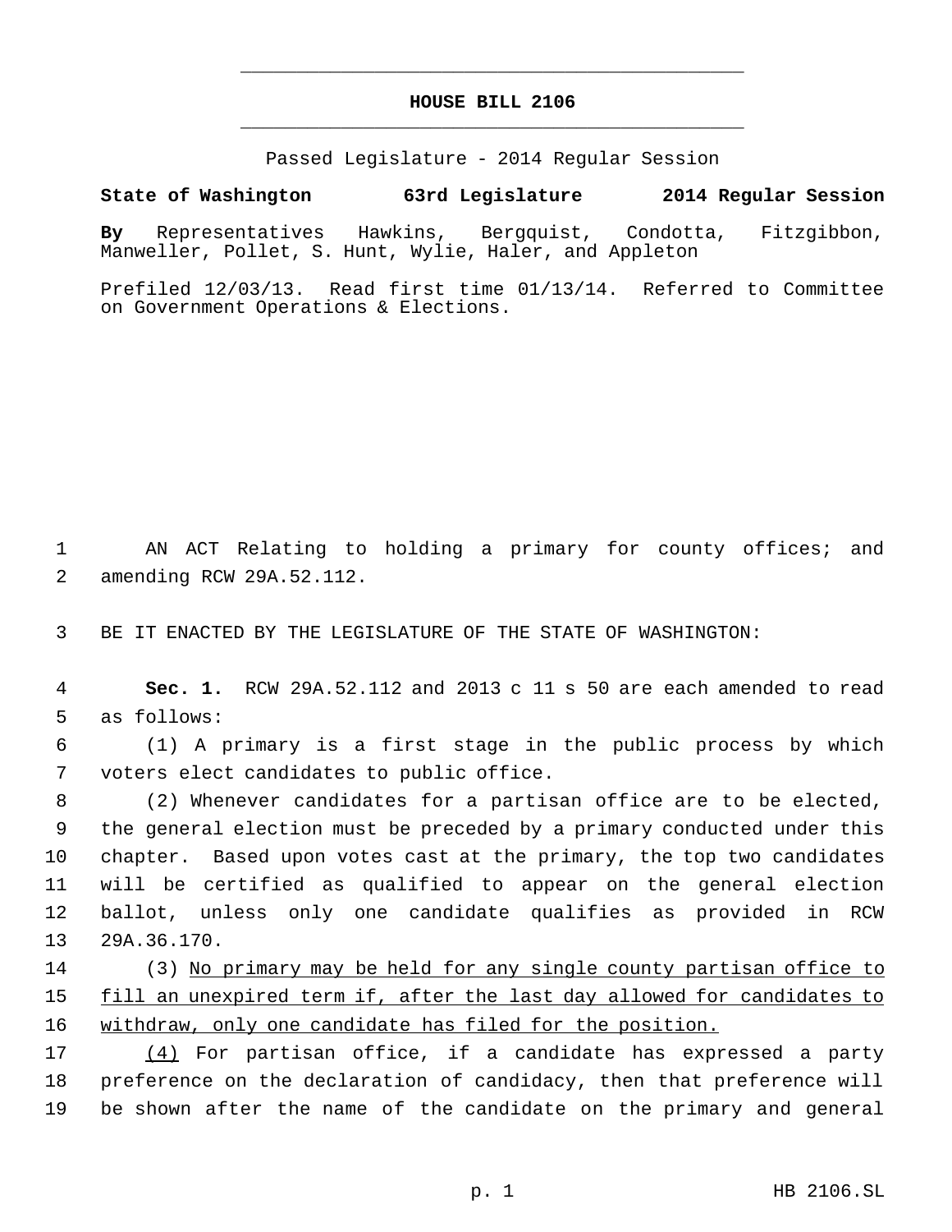# HOUSE BILL 2106

Passed Legislature - 2014 Regular Session

**State of Washington 63rd Legislature 2014 Regular Session**

**By** Representatives Hawkins, Bergquist, Condotta, Fitzgibbon, Manweller, Pollet, S. Hunt, Wylie, Haler, and Appleton

Prefiled 12/03/13. Read first time 01/13/14. Referred to Committee on Government Operations & Elections.

1 AN ACT Relating to holding a primary for county offices; and
2 amending RCW 29A.52.112.

3 BE IT ENACTED BY THE LEGISLATURE OF THE STATE OF WASHINGTON:

4 **Sec. 1.** RCW 29A.52.112 and 2013 c 11 s 50 are each amended to read
5 as follows:

6 (1) A primary is a first stage in the public process by which
7 voters elect candidates to public office.

8 (2) Whenever candidates for a partisan office are to be elected,
9 the general election must be preceded by a primary conducted under this
10 chapter. Based upon votes cast at the primary, the top two candidates
11 will be certified as qualified to appear on the general election
12 ballot, unless only one candidate qualifies as provided in RCW
13 29A.36.170.

14 (3) <u>No primary may be held for any single county partisan office to</u>
15 <u>fill an unexpired term if, after the last day allowed for candidates to</u>
16 <u>withdraw, only one candidate has filed for the position.</u>

17 <u>(4)</u> For partisan office, if a candidate has expressed a party
18 preference on the declaration of candidacy, then that preference will
19 be shown after the name of the candidate on the primary and general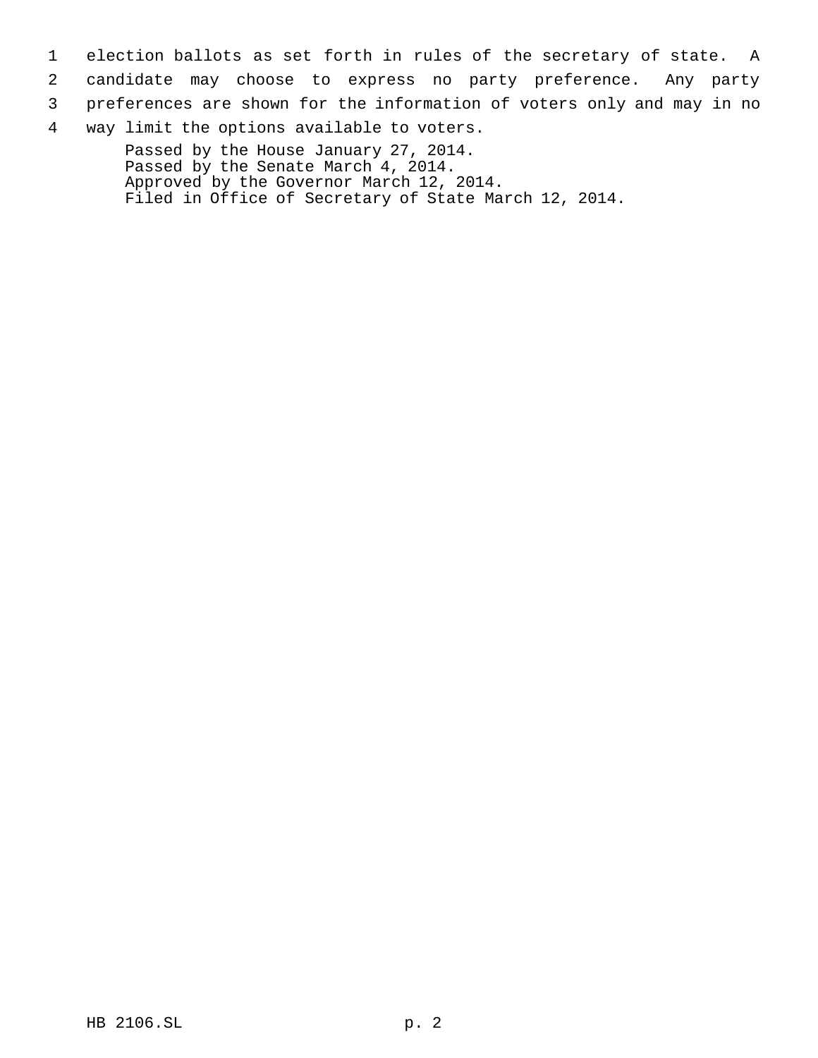election ballots as set forth in rules of the secretary of state. A candidate may choose to express no party preference. Any party preferences are shown for the information of voters only and may in no way limit the options available to voters.

Passed by the House January 27, 2014.
Passed by the Senate March 4, 2014.
Approved by the Governor March 12, 2014.
Filed in Office of Secretary of State March 12, 2014.